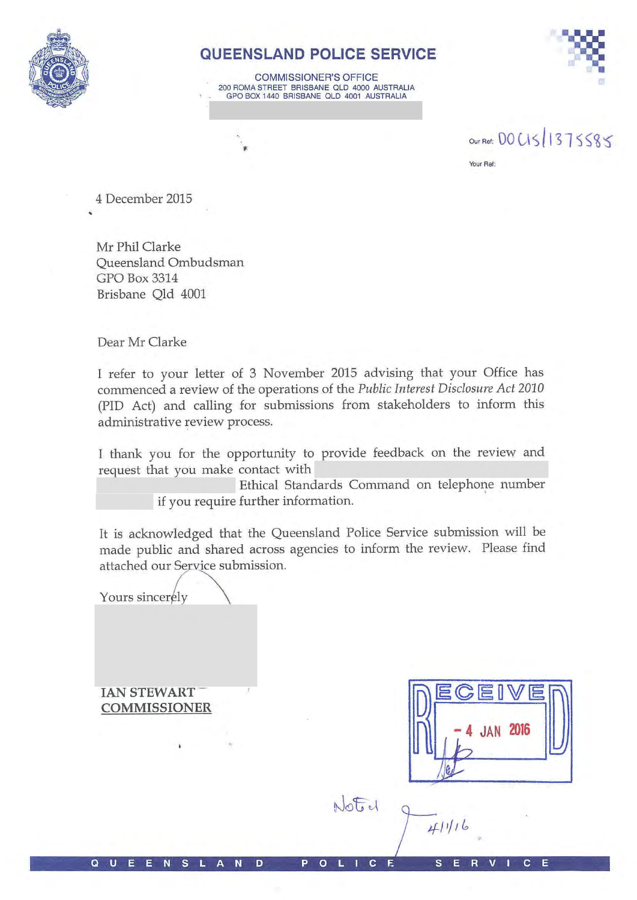# QUEENSLAND POLICE SERVICE

COMMISSIONER'S OFFICE
200 ROMA STREET BRISBANE QLD 4000 AUSTRALIA
GPO BOX 1440 BRISBANE QLD 4001 AUSTRALIA

Our Ref: DOCIS/1375585

Your Ref:

4 December 2015

Mr Phil Clarke
Queensland Ombudsman
GPO Box 3314
Brisbane Qld 4001

Dear Mr Clarke

I refer to your letter of 3 November 2015 advising that your Office has commenced a review of the operations of the *Public Interest Disclosure Act 2010* (PID Act) and calling for submissions from stakeholders to inform this administrative review process.

I thank you for the opportunity to provide feedback on the review and request that you make contact with Ethical Standards Command on telephone number if you require further information.

It is acknowledged that the Queensland Police Service submission will be made public and shared across agencies to inform the review. Please find attached our Service submission.

Yours sincerely

**IAN STEWART**
**COMMISSIONER**

RECEIVED
- 4 JAN 2016

Noted 4/1/16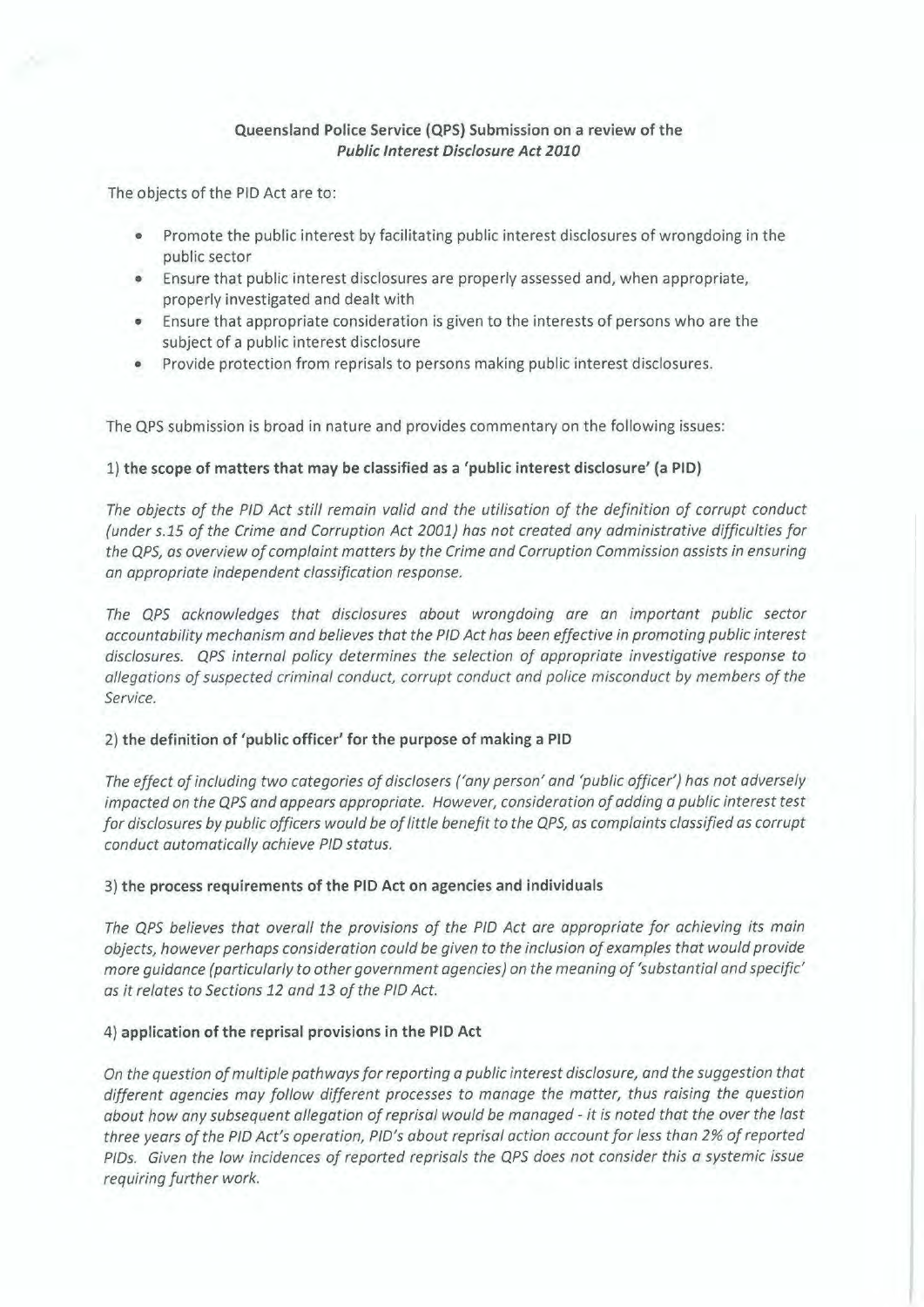**Queensland Police Service (QPS) Submission on a review of the *Public Interest Disclosure Act 2010***

The objects of the PID Act are to:

- Promote the public interest by facilitating public interest disclosures of wrongdoing in the public sector
- Ensure that public interest disclosures are properly assessed and, when appropriate, properly investigated and dealt with
- Ensure that appropriate consideration is given to the interests of persons who are the subject of a public interest disclosure
- Provide protection from reprisals to persons making public interest disclosures.

The QPS submission is broad in nature and provides commentary on the following issues:

**1) the scope of matters that may be classified as a 'public interest disclosure' (a PID)**

*The objects of the PID Act still remain valid and the utilisation of the definition of corrupt conduct (under s.15 of the Crime and Corruption Act 2001) has not created any administrative difficulties for the QPS, as overview of complaint matters by the Crime and Corruption Commission assists in ensuring an appropriate independent classification response.*

*The QPS acknowledges that disclosures about wrongdoing are an important public sector accountability mechanism and believes that the PID Act has been effective in promoting public interest disclosures. QPS internal policy determines the selection of appropriate investigative response to allegations of suspected criminal conduct, corrupt conduct and police misconduct by members of the Service.*

**2) the definition of 'public officer' for the purpose of making a PID**

*The effect of including two categories of disclosers ('any person' and 'public officer') has not adversely impacted on the QPS and appears appropriate. However, consideration of adding a public interest test for disclosures by public officers would be of little benefit to the QPS, as complaints classified as corrupt conduct automatically achieve PID status.*

**3) the process requirements of the PID Act on agencies and individuals**

*The QPS believes that overall the provisions of the PID Act are appropriate for achieving its main objects, however perhaps consideration could be given to the inclusion of examples that would provide more guidance (particularly to other government agencies) on the meaning of 'substantial and specific' as it relates to Sections 12 and 13 of the PID Act.*

**4) application of the reprisal provisions in the PID Act**

*On the question of multiple pathways for reporting a public interest disclosure, and the suggestion that different agencies may follow different processes to manage the matter, thus raising the question about how any subsequent allegation of reprisal would be managed - it is noted that the over the last three years of the PID Act's operation, PID's about reprisal action account for less than 2% of reported PIDs. Given the low incidences of reported reprisals the QPS does not consider this a systemic issue requiring further work.*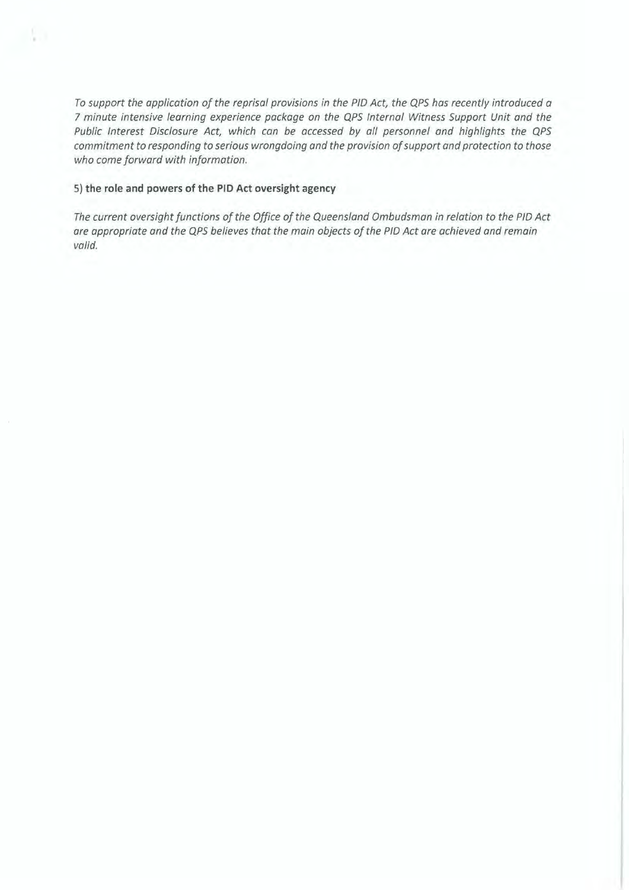*To support the application of the reprisal provisions in the PID Act, the QPS has recently introduced a 7 minute intensive learning experience package on the QPS Internal Witness Support Unit and the Public Interest Disclosure Act, which can be accessed by all personnel and highlights the QPS commitment to responding to serious wrongdoing and the provision of support and protection to those who come forward with information.*

5) **the role and powers of the PID Act oversight agency**

*The current oversight functions of the Office of the Queensland Ombudsman in relation to the PID Act are appropriate and the QPS believes that the main objects of the PID Act are achieved and remain valid.*